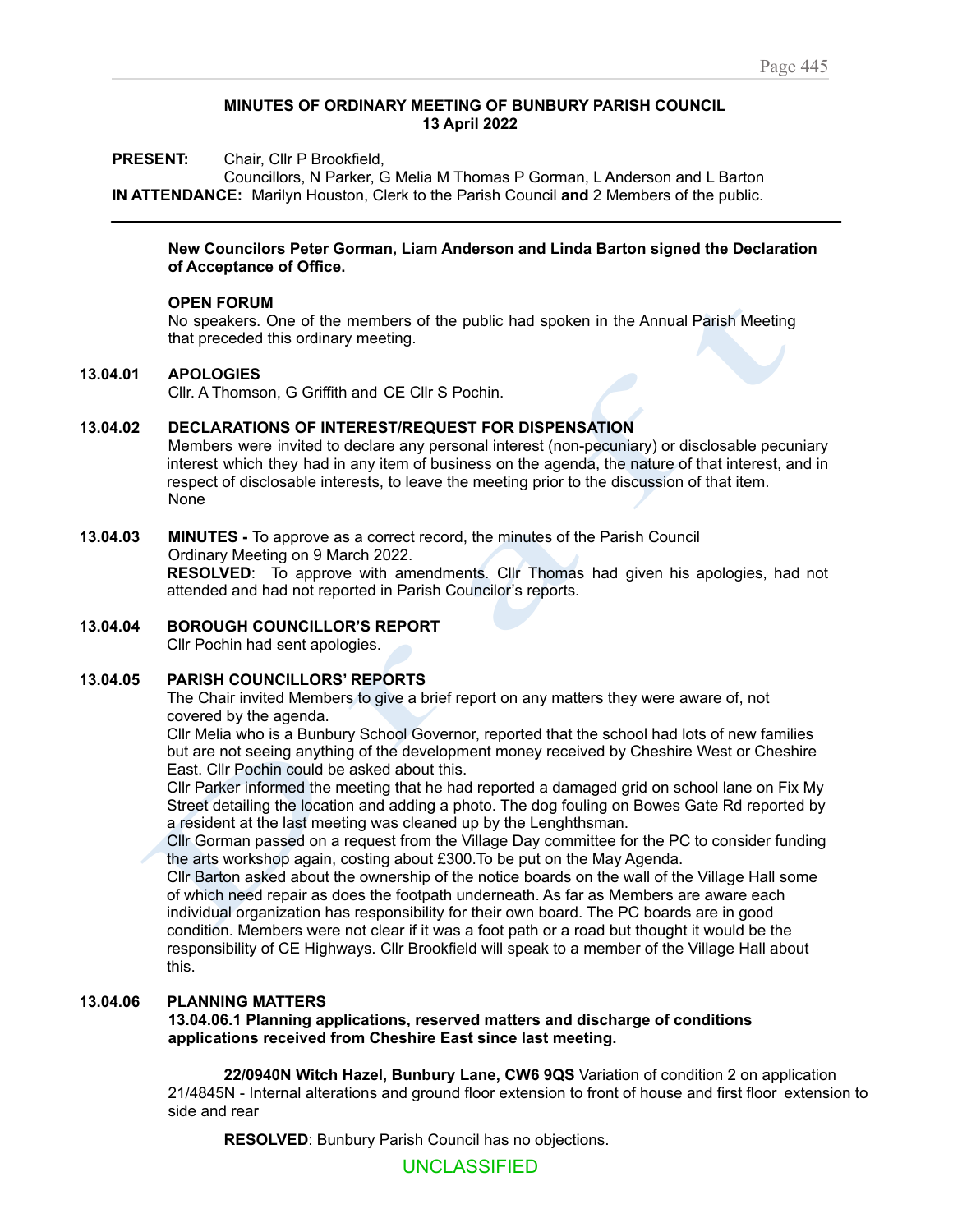**MINUTES OF ORDINARY MEETING OF BUNBURY PARISH COUNCIL**
**13 April 2022**

**PRESENT:** Chair, Cllr P Brookfield,
Councillors, N Parker, G Melia M Thomas P Gorman, L Anderson and L Barton
**IN ATTENDANCE:** Marilyn Houston, Clerk to the Parish Council **and** 2 Members of the public.

---

**New Councilors Peter Gorman, Liam Anderson and Linda Barton signed the Declaration of Acceptance of Office.**

**OPEN FORUM**
No speakers. One of the members of the public had spoken in the Annual Parish Meeting that preceded this ordinary meeting.

**13.04.01 APOLOGIES**
Cllr. A Thomson, G Griffith and CE Cllr S Pochin.

**13.04.02 DECLARATIONS OF INTEREST/REQUEST FOR DISPENSATION**
Members were invited to declare any personal interest (non-pecuniary) or disclosable pecuniary interest which they had in any item of business on the agenda, the nature of that interest, and in respect of disclosable interests, to leave the meeting prior to the discussion of that item.
None

**13.04.03 MINUTES -** To approve as a correct record, the minutes of the Parish Council Ordinary Meeting on 9 March 2022.
**RESOLVED**: To approve with amendments. Cllr Thomas had given his apologies, had not attended and had not reported in Parish Councilor's reports.

**13.04.04 BOROUGH COUNCILLOR'S REPORT**
Cllr Pochin had sent apologies.

**13.04.05 PARISH COUNCILLORS' REPORTS**
The Chair invited Members to give a brief report on any matters they were aware of, not covered by the agenda.
Cllr Melia who is a Bunbury School Governor, reported that the school had lots of new families but are not seeing anything of the development money received by Cheshire West or Cheshire East. Cllr Pochin could be asked about this.
Cllr Parker informed the meeting that he had reported a damaged grid on school lane on Fix My Street detailing the location and adding a photo. The dog fouling on Bowes Gate Rd reported by a resident at the last meeting was cleaned up by the Lenghthsman.
Cllr Gorman passed on a request from the Village Day committee for the PC to consider funding the arts workshop again, costing about £300.To be put on the May Agenda.
Cllr Barton asked about the ownership of the notice boards on the wall of the Village Hall some of which need repair as does the footpath underneath. As far as Members are aware each individual organization has responsibility for their own board. The PC boards are in good condition. Members were not clear if it was a foot path or a road but thought it would be the responsibility of CE Highways. Cllr Brookfield will speak to a member of the Village Hall about this.

**13.04.06 PLANNING MATTERS**
**13.04.06.1 Planning applications, reserved matters and discharge of conditions applications received from Cheshire East since last meeting.**

**22/0940N Witch Hazel, Bunbury Lane, CW6 9QS** Variation of condition 2 on application 21/4845N - Internal alterations and ground floor extension to front of house and first floor extension to side and rear

**RESOLVED**: Bunbury Parish Council has no objections.

UNCLASSIFIED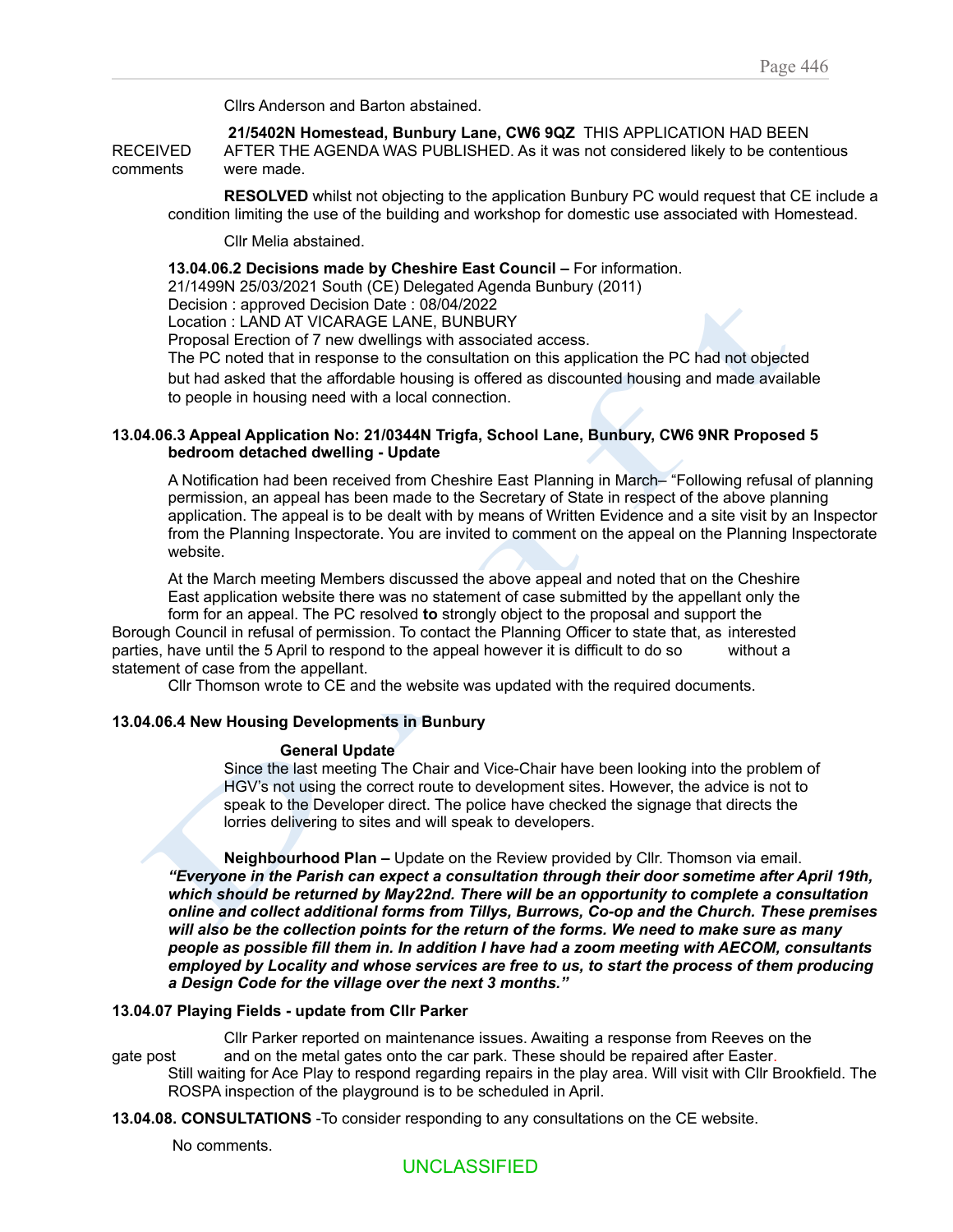Cllrs Anderson and Barton abstained.

**21/5402N Homestead, Bunbury Lane, CW6 9QZ** THIS APPLICATION HAD BEEN RECEIVED AFTER THE AGENDA WAS PUBLISHED. As it was not considered likely to be contentious comments were made.

**RESOLVED** whilst not objecting to the application Bunbury PC would request that CE include a condition limiting the use of the building and workshop for domestic use associated with Homestead.

Cllr Melia abstained.

**13.04.06.2 Decisions made by Cheshire East Council –** For information.
21/1499N 25/03/2021 South (CE) Delegated Agenda Bunbury (2011)
Decision : approved Decision Date : 08/04/2022
Location : LAND AT VICARAGE LANE, BUNBURY
Proposal Erection of 7 new dwellings with associated access.
The PC noted that in response to the consultation on this application the PC had not objected but had asked that the affordable housing is offered as discounted housing and made available to people in housing need with a local connection.

**13.04.06.3 Appeal Application No: 21/0344N Trigfa, School Lane, Bunbury, CW6 9NR Proposed 5 bedroom detached dwelling - Update**

A Notification had been received from Cheshire East Planning in March– "Following refusal of planning permission, an appeal has been made to the Secretary of State in respect of the above planning application. The appeal is to be dealt with by means of Written Evidence and a site visit by an Inspector from the Planning Inspectorate. You are invited to comment on the appeal on the Planning Inspectorate website.

At the March meeting Members discussed the above appeal and noted that on the Cheshire East application website there was no statement of case submitted by the appellant only the form for an appeal. The PC resolved **to** strongly object to the proposal and support the Borough Council in refusal of permission. To contact the Planning Officer to state that, as interested parties, have until the 5 April to respond to the appeal however it is difficult to do so without a statement of case from the appellant.
Cllr Thomson wrote to CE and the website was updated with the required documents.

**13.04.06.4 New Housing Developments in Bunbury**

**General Update**
Since the last meeting The Chair and Vice-Chair have been looking into the problem of HGV's not using the correct route to development sites. However, the advice is not to speak to the Developer direct. The police have checked the signage that directs the lorries delivering to sites and will speak to developers.

**Neighbourhood Plan –** Update on the Review provided by Cllr. Thomson via email.
***"Everyone in the Parish can expect a consultation through their door sometime after April 19th, which should be returned by May22nd. There will be an opportunity to complete a consultation online and collect additional forms from Tillys, Burrows, Co-op and the Church. These premises will also be the collection points for the return of the forms. We need to make sure as many people as possible fill them in. In addition I have had a zoom meeting with AECOM, consultants employed by Locality and whose services are free to us, to start the process of them producing a Design Code for the village over the next 3 months."***

**13.04.07 Playing Fields - update from Cllr Parker**

Cllr Parker reported on maintenance issues. Awaiting a response from Reeves on the gate post and on the metal gates onto the car park. These should be repaired after Easter.
Still waiting for Ace Play to respond regarding repairs in the play area. Will visit with Cllr Brookfield. The ROSPA inspection of the playground is to be scheduled in April.

**13.04.08. CONSULTATIONS** -To consider responding to any consultations on the CE website.

No comments.

UNCLASSIFIED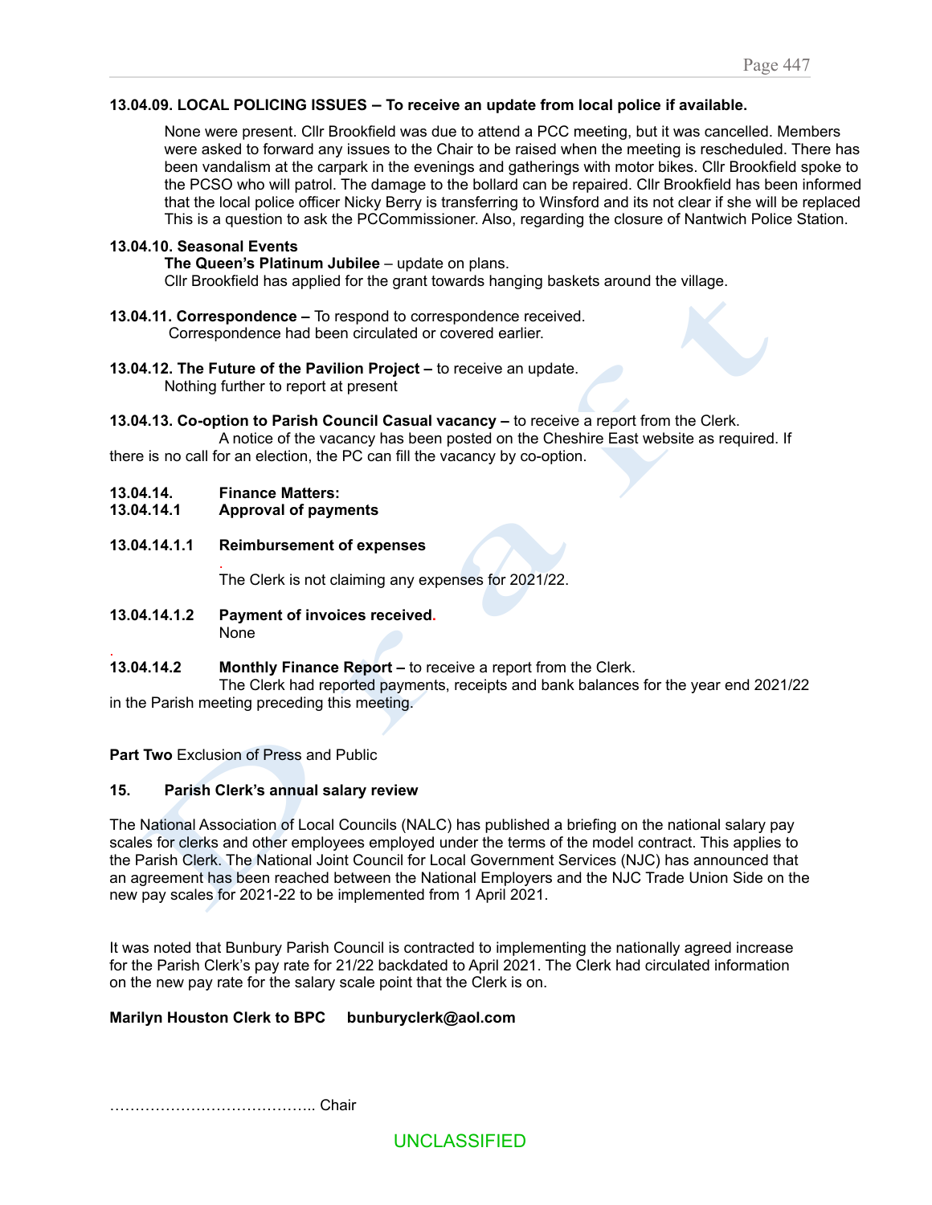**13.04.09. LOCAL POLICING ISSUES – To receive an update from local police if available.**

None were present. Cllr Brookfield was due to attend a PCC meeting, but it was cancelled. Members were asked to forward any issues to the Chair to be raised when the meeting is rescheduled. There has been vandalism at the carpark in the evenings and gatherings with motor bikes. Cllr Brookfield spoke to the PCSO who will patrol. The damage to the bollard can be repaired. Cllr Brookfield has been informed that the local police officer Nicky Berry is transferring to Winsford and its not clear if she will be replaced This is a question to ask the PCCommissioner. Also, regarding the closure of Nantwich Police Station.

**13.04.10. Seasonal Events**

**The Queen's Platinum Jubilee** – update on plans.
Cllr Brookfield has applied for the grant towards hanging baskets around the village.

**13.04.11. Correspondence –** To respond to correspondence received.
Correspondence had been circulated or covered earlier.

**13.04.12. The Future of the Pavilion Project –** to receive an update.
Nothing further to report at present

**13.04.13. Co-option to Parish Council Casual vacancy –** to receive a report from the Clerk.
A notice of the vacancy has been posted on the Cheshire East website as required. If there is no call for an election, the PC can fill the vacancy by co-option.

**13.04.14. Finance Matters:**
**13.04.14.1 Approval of payments**

**13.04.14.1.1 Reimbursement of expenses**

The Clerk is not claiming any expenses for 2021/22.

**13.04.14.1.2 Payment of invoices received.**
None

**13.04.14.2 Monthly Finance Report –** to receive a report from the Clerk.
The Clerk had reported payments, receipts and bank balances for the year end 2021/22 in the Parish meeting preceding this meeting.

**Part Two** Exclusion of Press and Public

**15. Parish Clerk's annual salary review**

The National Association of Local Councils (NALC) has published a briefing on the national salary pay scales for clerks and other employees employed under the terms of the model contract. This applies to the Parish Clerk. The National Joint Council for Local Government Services (NJC) has announced that an agreement has been reached between the National Employers and the NJC Trade Union Side on the new pay scales for 2021-22 to be implemented from 1 April 2021.

It was noted that Bunbury Parish Council is contracted to implementing the nationally agreed increase for the Parish Clerk's pay rate for 21/22 backdated to April 2021. The Clerk had circulated information on the new pay rate for the salary scale point that the Clerk is on.

**Marilyn Houston Clerk to BPC bunburyclerk@aol.com**

………………………………….. Chair

UNCLASSIFIED